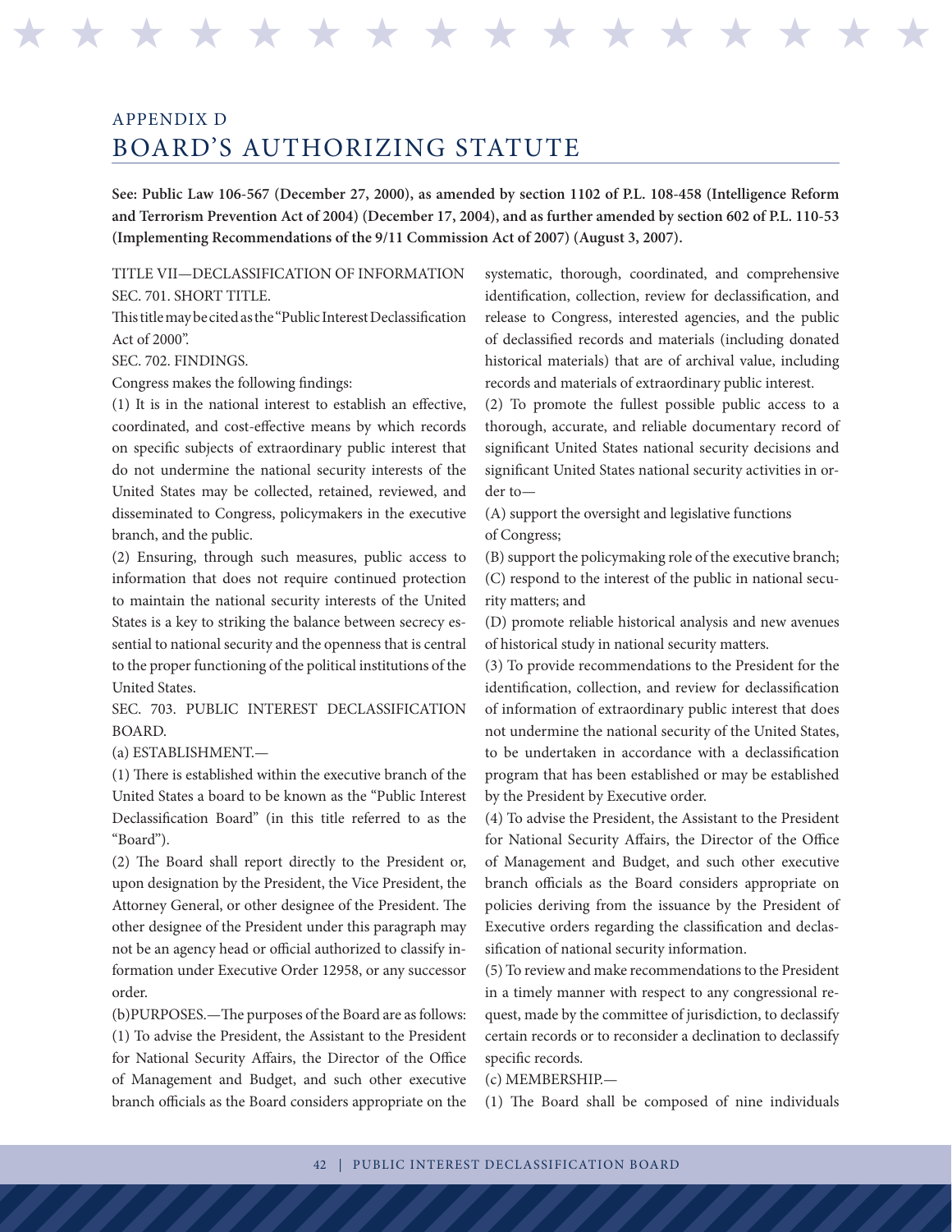# APPENDIX D
# BOARD'S AUTHORIZING STATUTE

**See: Public Law 106-567 (December 27, 2000), as amended by section 1102 of P.L. 108-458 (Intelligence Reform and Terrorism Prevention Act of 2004) (December 17, 2004), and as further amended by section 602 of P.L. 110-53 (Implementing Recommendations of the 9/11 Commission Act of 2007) (August 3, 2007).**

TITLE VII—DECLASSIFICATION OF INFORMATION

SEC. 701. SHORT TITLE.

This title may be cited as the "Public Interest Declassification Act of 2000".

SEC. 702. FINDINGS.

Congress makes the following findings:

(1) It is in the national interest to establish an effective, coordinated, and cost-effective means by which records on specific subjects of extraordinary public interest that do not undermine the national security interests of the United States may be collected, retained, reviewed, and disseminated to Congress, policymakers in the executive branch, and the public.

(2) Ensuring, through such measures, public access to information that does not require continued protection to maintain the national security interests of the United States is a key to striking the balance between secrecy essential to national security and the openness that is central to the proper functioning of the political institutions of the United States.

SEC. 703. PUBLIC INTEREST DECLASSIFICATION BOARD.

(a) ESTABLISHMENT.—

(1) There is established within the executive branch of the United States a board to be known as the "Public Interest Declassification Board" (in this title referred to as the "Board").

(2) The Board shall report directly to the President or, upon designation by the President, the Vice President, the Attorney General, or other designee of the President. The other designee of the President under this paragraph may not be an agency head or official authorized to classify information under Executive Order 12958, or any successor order.

(b)PURPOSES.—The purposes of the Board are as follows:

(1) To advise the President, the Assistant to the President for National Security Affairs, the Director of the Office of Management and Budget, and such other executive branch officials as the Board considers appropriate on the systematic, thorough, coordinated, and comprehensive identification, collection, review for declassification, and release to Congress, interested agencies, and the public of declassified records and materials (including donated historical materials) that are of archival value, including records and materials of extraordinary public interest.

(2) To promote the fullest possible public access to a thorough, accurate, and reliable documentary record of significant United States national security decisions and significant United States national security activities in order to—

(A) support the oversight and legislative functions of Congress;

(B) support the policymaking role of the executive branch;

(C) respond to the interest of the public in national security matters; and

(D) promote reliable historical analysis and new avenues of historical study in national security matters.

(3) To provide recommendations to the President for the identification, collection, and review for declassification of information of extraordinary public interest that does not undermine the national security of the United States, to be undertaken in accordance with a declassification program that has been established or may be established by the President by Executive order.

(4) To advise the President, the Assistant to the President for National Security Affairs, the Director of the Office of Management and Budget, and such other executive branch officials as the Board considers appropriate on policies deriving from the issuance by the President of Executive orders regarding the classification and declassification of national security information.

(5) To review and make recommendations to the President in a timely manner with respect to any congressional request, made by the committee of jurisdiction, to declassify certain records or to reconsider a declination to declassify specific records.

(c) MEMBERSHIP.—

(1) The Board shall be composed of nine individuals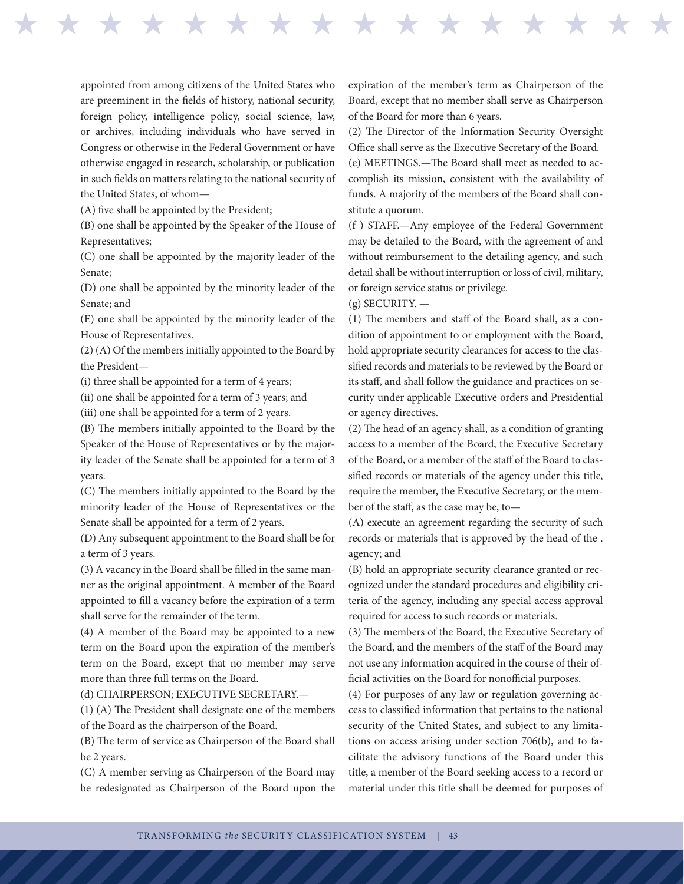appointed from among citizens of the United States who are preeminent in the fields of history, national security, foreign policy, intelligence policy, social science, law, or archives, including individuals who have served in Congress or otherwise in the Federal Government or have otherwise engaged in research, scholarship, or publication in such fields on matters relating to the national security of the United States, of whom—

(A) five shall be appointed by the President;

(B) one shall be appointed by the Speaker of the House of Representatives;

(C) one shall be appointed by the majority leader of the Senate;

(D) one shall be appointed by the minority leader of the Senate; and

(E) one shall be appointed by the minority leader of the House of Representatives.

(2) (A) Of the members initially appointed to the Board by the President—

(i) three shall be appointed for a term of 4 years;

(ii) one shall be appointed for a term of 3 years; and

(iii) one shall be appointed for a term of 2 years.

(B) The members initially appointed to the Board by the Speaker of the House of Representatives or by the majority leader of the Senate shall be appointed for a term of 3 years.

(C) The members initially appointed to the Board by the minority leader of the House of Representatives or the Senate shall be appointed for a term of 2 years.

(D) Any subsequent appointment to the Board shall be for a term of 3 years.

(3) A vacancy in the Board shall be filled in the same manner as the original appointment. A member of the Board appointed to fill a vacancy before the expiration of a term shall serve for the remainder of the term.

(4) A member of the Board may be appointed to a new term on the Board upon the expiration of the member's term on the Board, except that no member may serve more than three full terms on the Board.

(d) CHAIRPERSON; EXECUTIVE SECRETARY.—

(1) (A) The President shall designate one of the members of the Board as the chairperson of the Board.

(B) The term of service as Chairperson of the Board shall be 2 years.

(C) A member serving as Chairperson of the Board may be redesignated as Chairperson of the Board upon the expiration of the member's term as Chairperson of the Board, except that no member shall serve as Chairperson of the Board for more than 6 years.

(2) The Director of the Information Security Oversight Office shall serve as the Executive Secretary of the Board.

(e) MEETINGS.—The Board shall meet as needed to accomplish its mission, consistent with the availability of funds. A majority of the members of the Board shall constitute a quorum.

(f ) STAFF.—Any employee of the Federal Government may be detailed to the Board, with the agreement of and without reimbursement to the detailing agency, and such detail shall be without interruption or loss of civil, military, or foreign service status or privilege.

(g) SECURITY. —

(1) The members and staff of the Board shall, as a condition of appointment to or employment with the Board, hold appropriate security clearances for access to the classified records and materials to be reviewed by the Board or its staff, and shall follow the guidance and practices on security under applicable Executive orders and Presidential or agency directives.

(2) The head of an agency shall, as a condition of granting access to a member of the Board, the Executive Secretary of the Board, or a member of the staff of the Board to classified records or materials of the agency under this title, require the member, the Executive Secretary, or the member of the staff, as the case may be, to—

(A) execute an agreement regarding the security of such records or materials that is approved by the head of the . agency; and

(B) hold an appropriate security clearance granted or recognized under the standard procedures and eligibility criteria of the agency, including any special access approval required for access to such records or materials.

(3) The members of the Board, the Executive Secretary of the Board, and the members of the staff of the Board may not use any information acquired in the course of their official activities on the Board for nonofficial purposes.

(4) For purposes of any law or regulation governing access to classified information that pertains to the national security of the United States, and subject to any limitations on access arising under section 706(b), and to facilitate the advisory functions of the Board under this title, a member of the Board seeking access to a record or material under this title shall be deemed for purposes of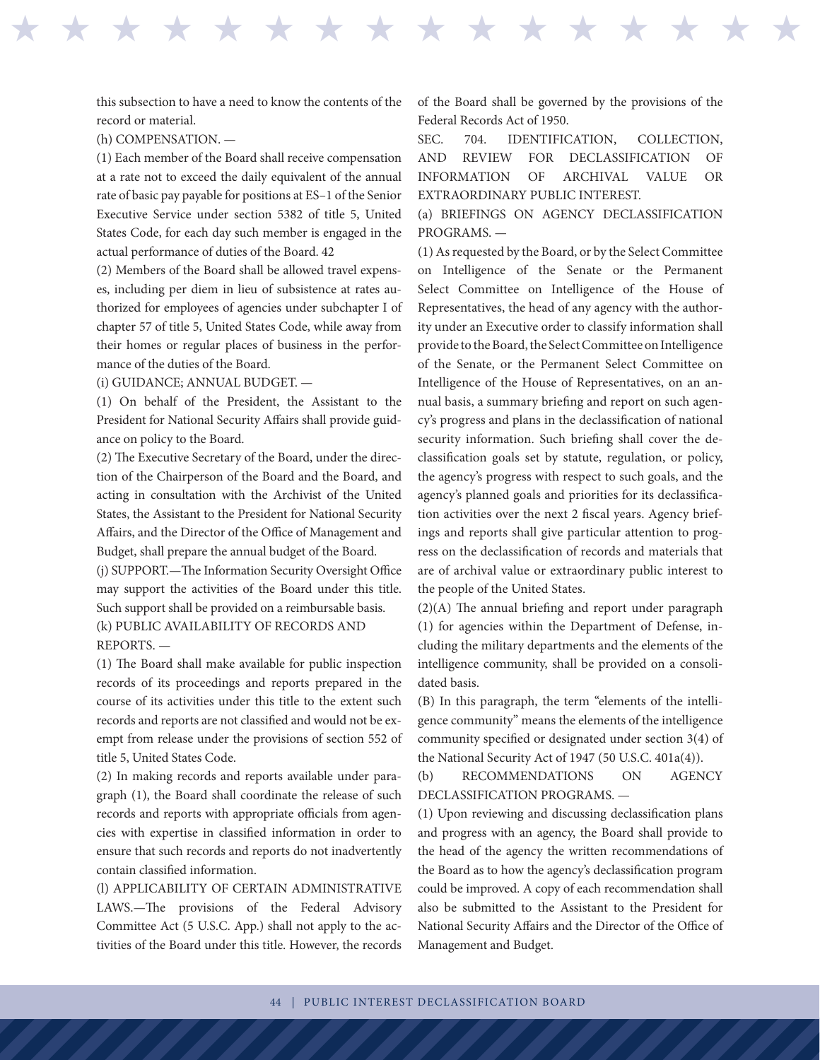this subsection to have a need to know the contents of the record or material.

(h) COMPENSATION. —

(1) Each member of the Board shall receive compensation at a rate not to exceed the daily equivalent of the annual rate of basic pay payable for positions at ES–1 of the Senior Executive Service under section 5382 of title 5, United States Code, for each day such member is engaged in the actual performance of duties of the Board. 42

(2) Members of the Board shall be allowed travel expenses, including per diem in lieu of subsistence at rates authorized for employees of agencies under subchapter I of chapter 57 of title 5, United States Code, while away from their homes or regular places of business in the performance of the duties of the Board.

(i) GUIDANCE; ANNUAL BUDGET. —

(1) On behalf of the President, the Assistant to the President for National Security Affairs shall provide guidance on policy to the Board.

(2) The Executive Secretary of the Board, under the direction of the Chairperson of the Board and the Board, and acting in consultation with the Archivist of the United States, the Assistant to the President for National Security Affairs, and the Director of the Office of Management and Budget, shall prepare the annual budget of the Board.

(j) SUPPORT.—The Information Security Oversight Office may support the activities of the Board under this title. Such support shall be provided on a reimbursable basis.

(k) PUBLIC AVAILABILITY OF RECORDS AND REPORTS. —

(1) The Board shall make available for public inspection records of its proceedings and reports prepared in the course of its activities under this title to the extent such records and reports are not classified and would not be exempt from release under the provisions of section 552 of title 5, United States Code.

(2) In making records and reports available under paragraph (1), the Board shall coordinate the release of such records and reports with appropriate officials from agencies with expertise in classified information in order to ensure that such records and reports do not inadvertently contain classified information.

(l) APPLICABILITY OF CERTAIN ADMINISTRATIVE LAWS.—The provisions of the Federal Advisory Committee Act (5 U.S.C. App.) shall not apply to the activities of the Board under this title. However, the records of the Board shall be governed by the provisions of the Federal Records Act of 1950.

SEC. 704. IDENTIFICATION, COLLECTION, AND REVIEW FOR DECLASSIFICATION OF INFORMATION OF ARCHIVAL VALUE OR EXTRAORDINARY PUBLIC INTEREST.

(a) BRIEFINGS ON AGENCY DECLASSIFICATION PROGRAMS. —

(1) As requested by the Board, or by the Select Committee on Intelligence of the Senate or the Permanent Select Committee on Intelligence of the House of Representatives, the head of any agency with the authority under an Executive order to classify information shall provide to the Board, the Select Committee on Intelligence of the Senate, or the Permanent Select Committee on Intelligence of the House of Representatives, on an annual basis, a summary briefing and report on such agency's progress and plans in the declassification of national security information. Such briefing shall cover the declassification goals set by statute, regulation, or policy, the agency's progress with respect to such goals, and the agency's planned goals and priorities for its declassification activities over the next 2 fiscal years. Agency briefings and reports shall give particular attention to progress on the declassification of records and materials that are of archival value or extraordinary public interest to the people of the United States.

(2)(A) The annual briefing and report under paragraph (1) for agencies within the Department of Defense, including the military departments and the elements of the intelligence community, shall be provided on a consolidated basis.

(B) In this paragraph, the term "elements of the intelligence community" means the elements of the intelligence community specified or designated under section 3(4) of the National Security Act of 1947 (50 U.S.C. 401a(4)).

(b) RECOMMENDATIONS ON AGENCY DECLASSIFICATION PROGRAMS. —

(1) Upon reviewing and discussing declassification plans and progress with an agency, the Board shall provide to the head of the agency the written recommendations of the Board as to how the agency's declassification program could be improved. A copy of each recommendation shall also be submitted to the Assistant to the President for National Security Affairs and the Director of the Office of Management and Budget.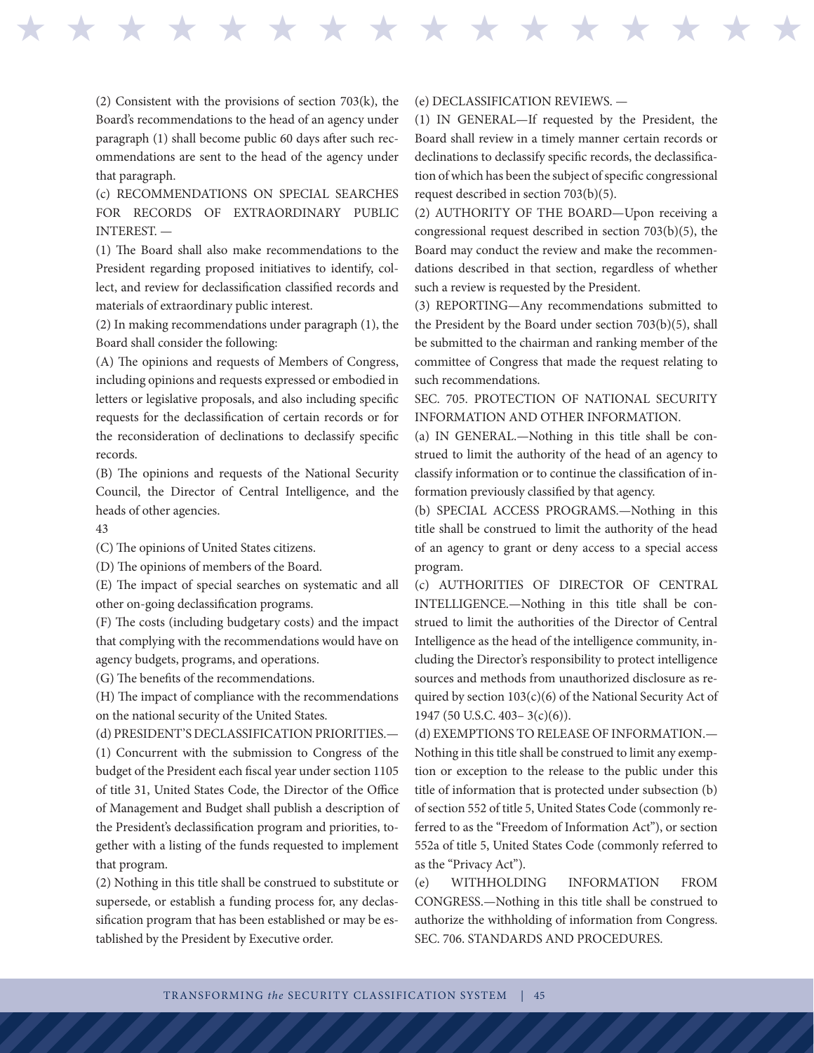(2) Consistent with the provisions of section 703(k), the Board's recommendations to the head of an agency under paragraph (1) shall become public 60 days after such recommendations are sent to the head of the agency under that paragraph.

(c) RECOMMENDATIONS ON SPECIAL SEARCHES FOR RECORDS OF EXTRAORDINARY PUBLIC INTEREST. —

(1) The Board shall also make recommendations to the President regarding proposed initiatives to identify, collect, and review for declassification classified records and materials of extraordinary public interest.

(2) In making recommendations under paragraph (1), the Board shall consider the following:

(A) The opinions and requests of Members of Congress, including opinions and requests expressed or embodied in letters or legislative proposals, and also including specific requests for the declassification of certain records or for the reconsideration of declinations to declassify specific records.

(B) The opinions and requests of the National Security Council, the Director of Central Intelligence, and the heads of other agencies.

43

(C) The opinions of United States citizens.

(D) The opinions of members of the Board.

(E) The impact of special searches on systematic and all other on-going declassification programs.

(F) The costs (including budgetary costs) and the impact that complying with the recommendations would have on agency budgets, programs, and operations.

(G) The benefits of the recommendations.

(H) The impact of compliance with the recommendations on the national security of the United States.

(d) PRESIDENT'S DECLASSIFICATION PRIORITIES.—

(1) Concurrent with the submission to Congress of the budget of the President each fiscal year under section 1105 of title 31, United States Code, the Director of the Office of Management and Budget shall publish a description of the President's declassification program and priorities, together with a listing of the funds requested to implement that program.

(2) Nothing in this title shall be construed to substitute or supersede, or establish a funding process for, any declassification program that has been established or may be established by the President by Executive order.

(e) DECLASSIFICATION REVIEWS. —

(1) IN GENERAL—If requested by the President, the Board shall review in a timely manner certain records or declinations to declassify specific records, the declassification of which has been the subject of specific congressional request described in section 703(b)(5).

(2) AUTHORITY OF THE BOARD—Upon receiving a congressional request described in section 703(b)(5), the Board may conduct the review and make the recommendations described in that section, regardless of whether such a review is requested by the President.

(3) REPORTING—Any recommendations submitted to the President by the Board under section 703(b)(5), shall be submitted to the chairman and ranking member of the committee of Congress that made the request relating to such recommendations.

SEC. 705. PROTECTION OF NATIONAL SECURITY INFORMATION AND OTHER INFORMATION.

(a) IN GENERAL.—Nothing in this title shall be construed to limit the authority of the head of an agency to classify information or to continue the classification of information previously classified by that agency.

(b) SPECIAL ACCESS PROGRAMS.—Nothing in this title shall be construed to limit the authority of the head of an agency to grant or deny access to a special access program.

(c) AUTHORITIES OF DIRECTOR OF CENTRAL INTELLIGENCE.—Nothing in this title shall be construed to limit the authorities of the Director of Central Intelligence as the head of the intelligence community, including the Director's responsibility to protect intelligence sources and methods from unauthorized disclosure as required by section 103(c)(6) of the National Security Act of 1947 (50 U.S.C. 403– 3(c)(6)).

(d) EXEMPTIONS TO RELEASE OF INFORMATION.—Nothing in this title shall be construed to limit any exemption or exception to the release to the public under this title of information that is protected under subsection (b) of section 552 of title 5, United States Code (commonly referred to as the "Freedom of Information Act"), or section 552a of title 5, United States Code (commonly referred to as the "Privacy Act").

(e) WITHHOLDING INFORMATION FROM CONGRESS.—Nothing in this title shall be construed to authorize the withholding of information from Congress.

SEC. 706. STANDARDS AND PROCEDURES.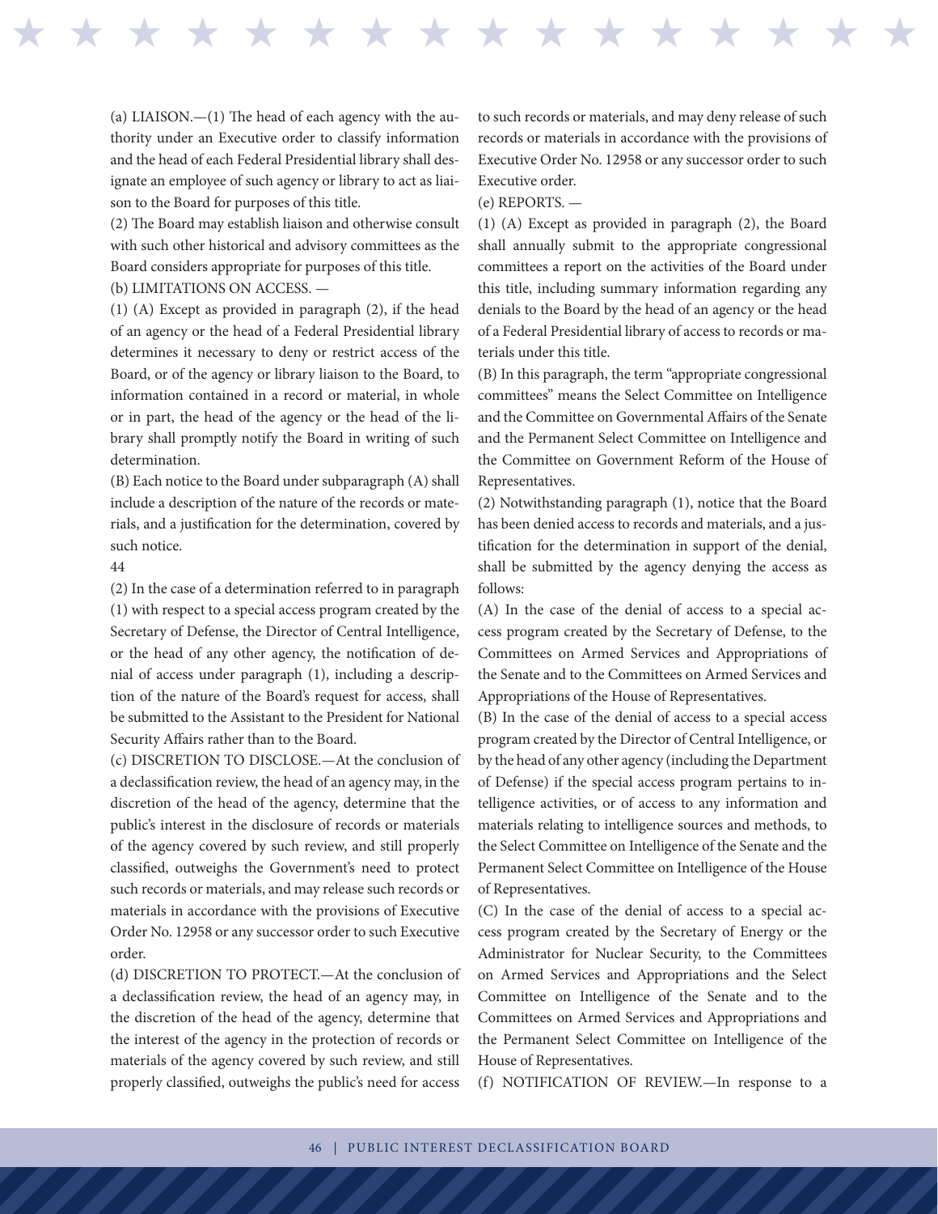(a) LIAISON.—(1) The head of each agency with the authority under an Executive order to classify information and the head of each Federal Presidential library shall designate an employee of such agency or library to act as liaison to the Board for purposes of this title.

(2) The Board may establish liaison and otherwise consult with such other historical and advisory committees as the Board considers appropriate for purposes of this title.

(b) LIMITATIONS ON ACCESS. —

(1) (A) Except as provided in paragraph (2), if the head of an agency or the head of a Federal Presidential library determines it necessary to deny or restrict access of the Board, or of the agency or library liaison to the Board, to information contained in a record or material, in whole or in part, the head of the agency or the head of the library shall promptly notify the Board in writing of such determination.

(B) Each notice to the Board under subparagraph (A) shall include a description of the nature of the records or materials, and a justification for the determination, covered by such notice.

44

(2) In the case of a determination referred to in paragraph (1) with respect to a special access program created by the Secretary of Defense, the Director of Central Intelligence, or the head of any other agency, the notification of denial of access under paragraph (1), including a description of the nature of the Board's request for access, shall be submitted to the Assistant to the President for National Security Affairs rather than to the Board.

(c) DISCRETION TO DISCLOSE.—At the conclusion of a declassification review, the head of an agency may, in the discretion of the head of the agency, determine that the public's interest in the disclosure of records or materials of the agency covered by such review, and still properly classified, outweighs the Government's need to protect such records or materials, and may release such records or materials in accordance with the provisions of Executive Order No. 12958 or any successor order to such Executive order.

(d) DISCRETION TO PROTECT.—At the conclusion of a declassification review, the head of an agency may, in the discretion of the head of the agency, determine that the interest of the agency in the protection of records or materials of the agency covered by such review, and still properly classified, outweighs the public's need for access to such records or materials, and may deny release of such records or materials in accordance with the provisions of Executive Order No. 12958 or any successor order to such Executive order.

(e) REPORTS. —

(1) (A) Except as provided in paragraph (2), the Board shall annually submit to the appropriate congressional committees a report on the activities of the Board under this title, including summary information regarding any denials to the Board by the head of an agency or the head of a Federal Presidential library of access to records or materials under this title.

(B) In this paragraph, the term "appropriate congressional committees" means the Select Committee on Intelligence and the Committee on Governmental Affairs of the Senate and the Permanent Select Committee on Intelligence and the Committee on Government Reform of the House of Representatives.

(2) Notwithstanding paragraph (1), notice that the Board has been denied access to records and materials, and a justification for the determination in support of the denial, shall be submitted by the agency denying the access as follows:

(A) In the case of the denial of access to a special access program created by the Secretary of Defense, to the Committees on Armed Services and Appropriations of the Senate and to the Committees on Armed Services and Appropriations of the House of Representatives.

(B) In the case of the denial of access to a special access program created by the Director of Central Intelligence, or by the head of any other agency (including the Department of Defense) if the special access program pertains to intelligence activities, or of access to any information and materials relating to intelligence sources and methods, to the Select Committee on Intelligence of the Senate and the Permanent Select Committee on Intelligence of the House of Representatives.

(C) In the case of the denial of access to a special access program created by the Secretary of Energy or the Administrator for Nuclear Security, to the Committees on Armed Services and Appropriations and the Select Committee on Intelligence of the Senate and to the Committees on Armed Services and Appropriations and the Permanent Select Committee on Intelligence of the House of Representatives.

(f) NOTIFICATION OF REVIEW.—In response to a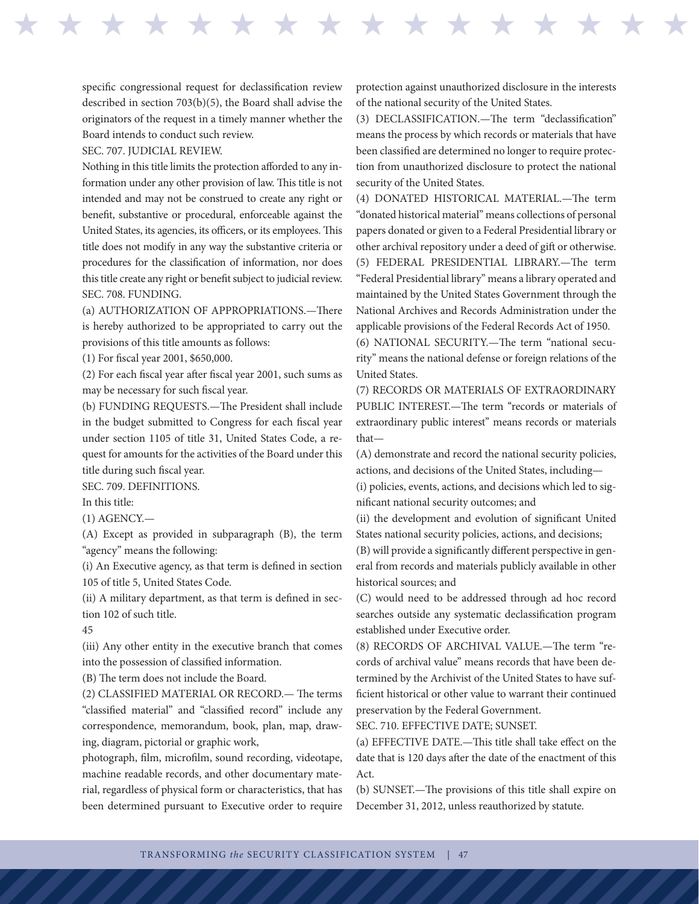specific congressional request for declassification review described in section 703(b)(5), the Board shall advise the originators of the request in a timely manner whether the Board intends to conduct such review.

SEC. 707. JUDICIAL REVIEW.

Nothing in this title limits the protection afforded to any information under any other provision of law. This title is not intended and may not be construed to create any right or benefit, substantive or procedural, enforceable against the United States, its agencies, its officers, or its employees. This title does not modify in any way the substantive criteria or procedures for the classification of information, nor does this title create any right or benefit subject to judicial review.

SEC. 708. FUNDING.

(a) AUTHORIZATION OF APPROPRIATIONS.—There is hereby authorized to be appropriated to carry out the provisions of this title amounts as follows:

(1) For fiscal year 2001, $650,000.

(2) For each fiscal year after fiscal year 2001, such sums as may be necessary for such fiscal year.

(b) FUNDING REQUESTS.—The President shall include in the budget submitted to Congress for each fiscal year under section 1105 of title 31, United States Code, a request for amounts for the activities of the Board under this title during such fiscal year.

SEC. 709. DEFINITIONS.

In this title:

(1) AGENCY.—

(A) Except as provided in subparagraph (B), the term "agency" means the following:

(i) An Executive agency, as that term is defined in section 105 of title 5, United States Code.

(ii) A military department, as that term is defined in section 102 of such title.

45

(iii) Any other entity in the executive branch that comes into the possession of classified information.

(B) The term does not include the Board.

(2) CLASSIFIED MATERIAL OR RECORD.— The terms "classified material" and "classified record" include any correspondence, memorandum, book, plan, map, drawing, diagram, pictorial or graphic work, photograph, film, microfilm, sound recording, videotape, machine readable records, and other documentary material, regardless of physical form or characteristics, that has been determined pursuant to Executive order to require protection against unauthorized disclosure in the interests of the national security of the United States.

(3) DECLASSIFICATION.—The term "declassification" means the process by which records or materials that have been classified are determined no longer to require protection from unauthorized disclosure to protect the national security of the United States.

(4) DONATED HISTORICAL MATERIAL.—The term "donated historical material" means collections of personal papers donated or given to a Federal Presidential library or other archival repository under a deed of gift or otherwise.

(5) FEDERAL PRESIDENTIAL LIBRARY.—The term "Federal Presidential library" means a library operated and maintained by the United States Government through the National Archives and Records Administration under the applicable provisions of the Federal Records Act of 1950.

(6) NATIONAL SECURITY.—The term "national security" means the national defense or foreign relations of the United States.

(7) RECORDS OR MATERIALS OF EXTRAORDINARY PUBLIC INTEREST.—The term "records or materials of extraordinary public interest" means records or materials that—

(A) demonstrate and record the national security policies, actions, and decisions of the United States, including—

(i) policies, events, actions, and decisions which led to significant national security outcomes; and

(ii) the development and evolution of significant United States national security policies, actions, and decisions;

(B) will provide a significantly different perspective in general from records and materials publicly available in other historical sources; and

(C) would need to be addressed through ad hoc record searches outside any systematic declassification program established under Executive order.

(8) RECORDS OF ARCHIVAL VALUE.—The term "records of archival value" means records that have been determined by the Archivist of the United States to have sufficient historical or other value to warrant their continued preservation by the Federal Government.

SEC. 710. EFFECTIVE DATE; SUNSET.

(a) EFFECTIVE DATE.—This title shall take effect on the date that is 120 days after the date of the enactment of this Act.

(b) SUNSET.—The provisions of this title shall expire on December 31, 2012, unless reauthorized by statute.